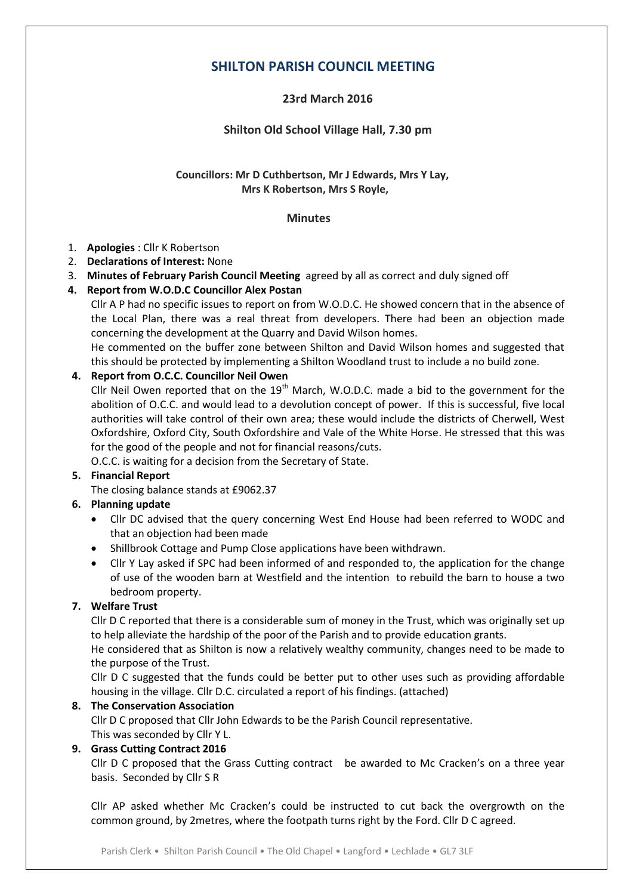# SHILTON PARISH COUNCIL MEETING

**23rd March 2016**

**Shilton Old School Village Hall, 7.30 pm**

**Councillors: Mr D Cuthbertson, Mr J Edwards, Mrs Y Lay, Mrs K Robertson, Mrs S Royle,**

## Minutes

1. **Apologies** : Cllr K Robertson
2. **Declarations of Interest:** None
3. **Minutes of February Parish Council Meeting** agreed by all as correct and duly signed off
4. **Report from W.O.D.C Councillor Alex Postan**

   Cllr A P had no specific issues to report on from W.O.D.C. He showed concern that in the absence of the Local Plan, there was a real threat from developers. There had been an objection made concerning the development at the Quarry and David Wilson homes.

   He commented on the buffer zone between Shilton and David Wilson homes and suggested that this should be protected by implementing a Shilton Woodland trust to include a no build zone.

4. **Report from O.C.C. Councillor Neil Owen**

   Cllr Neil Owen reported that on the 19th March, W.O.D.C. made a bid to the government for the abolition of O.C.C. and would lead to a devolution concept of power. If this is successful, five local authorities will take control of their own area; these would include the districts of Cherwell, West Oxfordshire, Oxford City, South Oxfordshire and Vale of the White Horse. He stressed that this was for the good of the people and not for financial reasons/cuts.

   O.C.C. is waiting for a decision from the Secretary of State.

5. **Financial Report**

   The closing balance stands at £9062.37

6. **Planning update**
   - Cllr DC advised that the query concerning West End House had been referred to WODC and that an objection had been made
   - Shillbrook Cottage and Pump Close applications have been withdrawn.
   - Cllr Y Lay asked if SPC had been informed of and responded to, the application for the change of use of the wooden barn at Westfield and the intention to rebuild the barn to house a two bedroom property.

7. **Welfare Trust**

   Cllr D C reported that there is a considerable sum of money in the Trust, which was originally set up to help alleviate the hardship of the poor of the Parish and to provide education grants.

   He considered that as Shilton is now a relatively wealthy community, changes need to be made to the purpose of the Trust.

   Cllr D C suggested that the funds could be better put to other uses such as providing affordable housing in the village. Cllr D.C. circulated a report of his findings. (attached)

8. **The Conservation Association**

   Cllr D C proposed that Cllr John Edwards to be the Parish Council representative.

   This was seconded by Cllr Y L.

9. **Grass Cutting Contract 2016**

   Cllr D C proposed that the Grass Cutting contract be awarded to Mc Cracken's on a three year basis. Seconded by Cllr S R

   Cllr AP asked whether Mc Cracken's could be instructed to cut back the overgrowth on the common ground, by 2metres, where the footpath turns right by the Ford. Cllr D C agreed.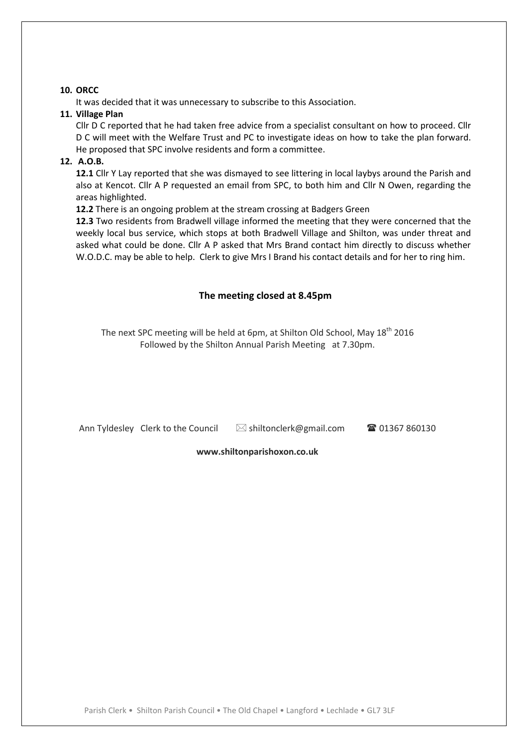**10. ORCC**

It was decided that it was unnecessary to subscribe to this Association.

**11. Village Plan**

Cllr D C reported that he had taken free advice from a specialist consultant on how to proceed. Cllr D C will meet with the Welfare Trust and PC to investigate ideas on how to take the plan forward. He proposed that SPC involve residents and form a committee.

**12. A.O.B.**

**12.1** Cllr Y Lay reported that she was dismayed to see littering in local laybys around the Parish and also at Kencot. Cllr A P requested an email from SPC, to both him and Cllr N Owen, regarding the areas highlighted.

**12.2** There is an ongoing problem at the stream crossing at Badgers Green

**12.3** Two residents from Bradwell village informed the meeting that they were concerned that the weekly local bus service, which stops at both Bradwell Village and Shilton, was under threat and asked what could be done. Cllr A P asked that Mrs Brand contact him directly to discuss whether W.O.D.C. may be able to help. Clerk to give Mrs I Brand his contact details and for her to ring him.

**The meeting closed at 8.45pm**

The next SPC meeting will be held at 6pm, at Shilton Old School, May 18th 2016
Followed by the Shilton Annual Parish Meeting at 7.30pm.

Ann Tyldesley Clerk to the Council ✉ shiltonclerk@gmail.com ☎ 01367 860130

**www.shiltonparishoxon.co.uk**